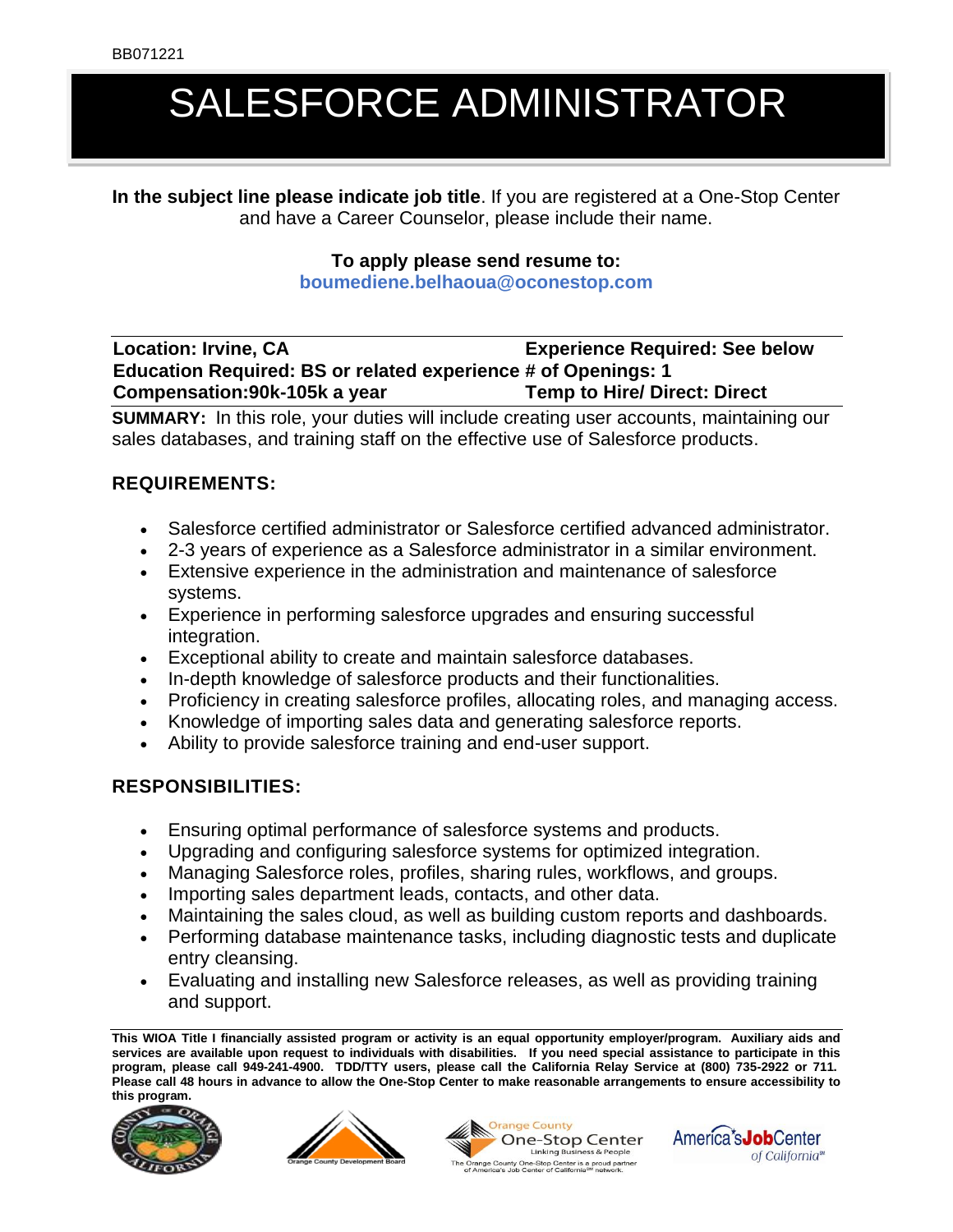BB071221

# SALESFORCE ADMINISTRATOR

**In the subject line please indicate job title**. If you are registered at a One-Stop Center and have a Career Counselor, please include their name.

**To apply please send resume to:**
**boumediene.belhaoua@oconestop.com**

**Location: Irvine, CA**
**Experience Required: See below**
**Education Required: BS or related experience**
**# of Openings: 1**
**Compensation:90k-105k a year**
**Temp to Hire/ Direct: Direct**

**SUMMARY:** In this role, your duties will include creating user accounts, maintaining our sales databases, and training staff on the effective use of Salesforce products.

## REQUIREMENTS:

- Salesforce certified administrator or Salesforce certified advanced administrator.
- 2-3 years of experience as a Salesforce administrator in a similar environment.
- Extensive experience in the administration and maintenance of salesforce systems.
- Experience in performing salesforce upgrades and ensuring successful integration.
- Exceptional ability to create and maintain salesforce databases.
- In-depth knowledge of salesforce products and their functionalities.
- Proficiency in creating salesforce profiles, allocating roles, and managing access.
- Knowledge of importing sales data and generating salesforce reports.
- Ability to provide salesforce training and end-user support.

## RESPONSIBILITIES:

- Ensuring optimal performance of salesforce systems and products.
- Upgrading and configuring salesforce systems for optimized integration.
- Managing Salesforce roles, profiles, sharing rules, workflows, and groups.
- Importing sales department leads, contacts, and other data.
- Maintaining the sales cloud, as well as building custom reports and dashboards.
- Performing database maintenance tasks, including diagnostic tests and duplicate entry cleansing.
- Evaluating and installing new Salesforce releases, as well as providing training and support.

**This WIOA Title I financially assisted program or activity is an equal opportunity employer/program. Auxiliary aids and services are available upon request to individuals with disabilities. If you need special assistance to participate in this program, please call 949-241-4900. TDD/TTY users, please call the California Relay Service at (800) 735-2922 or 711. Please call 48 hours in advance to allow the One-Stop Center to make reasonable arrangements to ensure accessibility to this program.**

Orange County Development Board

Orange County One-Stop Center — Linking Business & People. The Orange County One-Stop Center is a proud partner of America's Job Center of California℠ network.

America's Job Center of California℠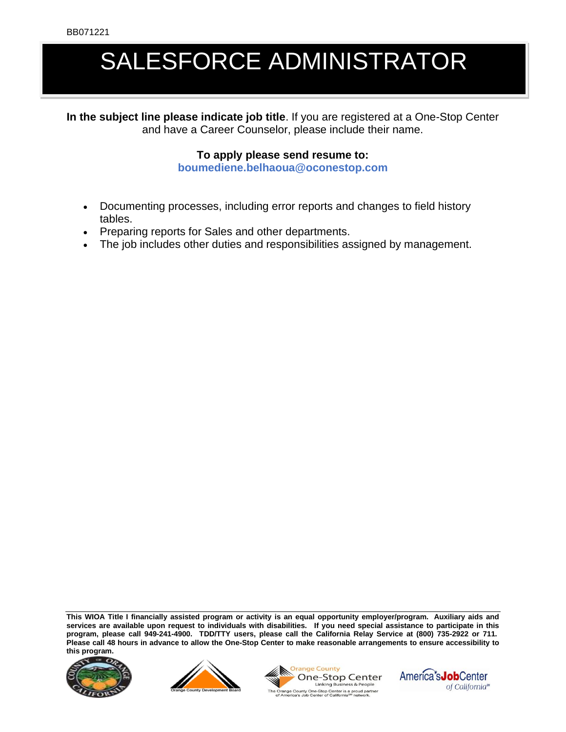BB071221

# SALESFORCE ADMINISTRATOR

**In the subject line please indicate job title**. If you are registered at a One-Stop Center and have a Career Counselor, please include their name.

**To apply please send resume to:**
**boumediene.belhaoua@oconestop.com**

- Documenting processes, including error reports and changes to field history tables.
- Preparing reports for Sales and other departments.
- The job includes other duties and responsibilities assigned by management.

**This WIOA Title I financially assisted program or activity is an equal opportunity employer/program. Auxiliary aids and services are available upon request to individuals with disabilities. If you need special assistance to participate in this program, please call 949-241-4900. TDD/TTY users, please call the California Relay Service at (800) 735-2922 or 711. Please call 48 hours in advance to allow the One-Stop Center to make reasonable arrangements to ensure accessibility to this program.**